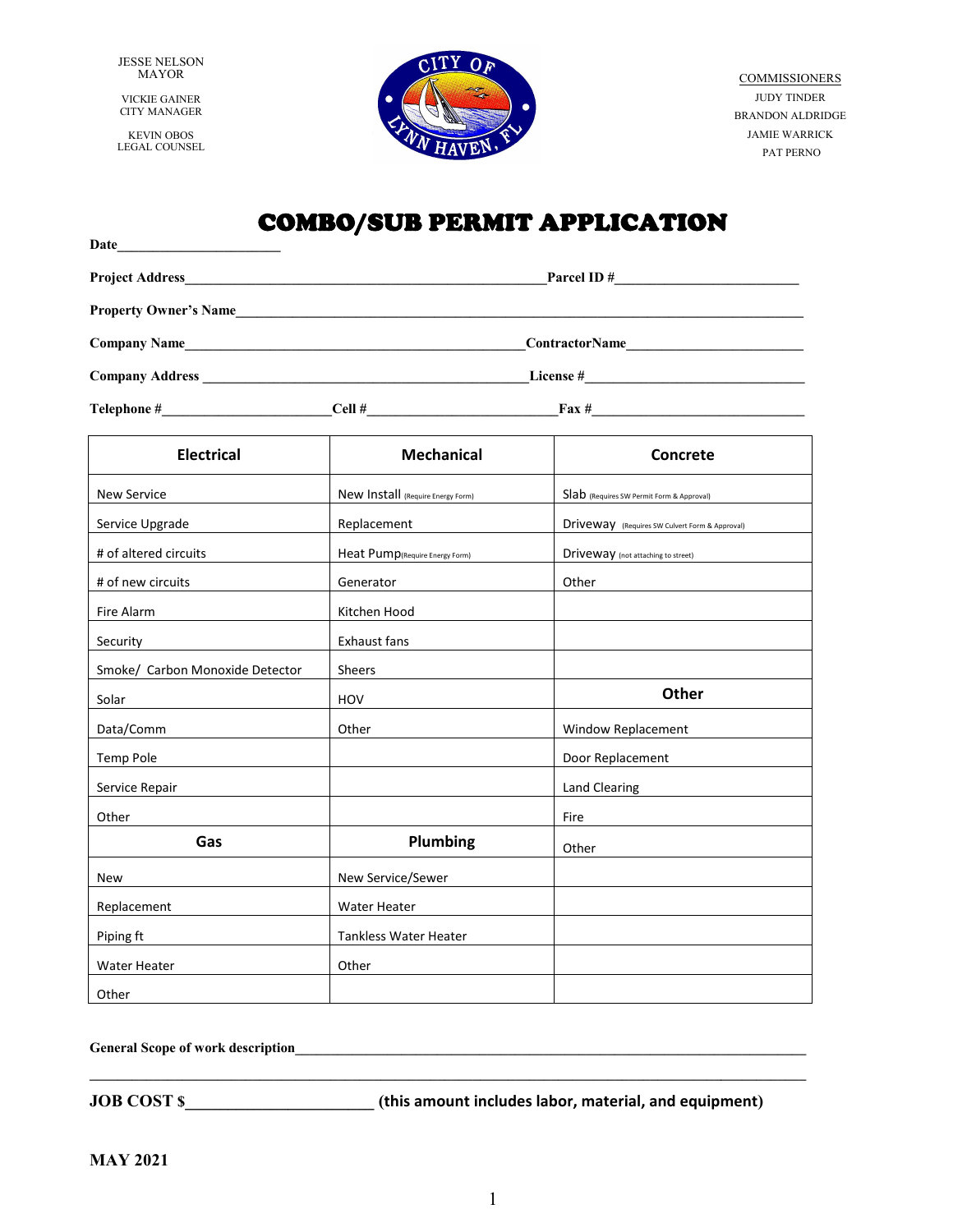JESSE NELSON
MAYOR

VICKIE GAINER
CITY MANAGER

KEVIN OBOS
LEGAL COUNSEL

COMMISSIONERS
JUDY TINDER
BRANDON ALDRIDGE
JAMIE WARRICK
PAT PERNO

# COMBO/SUB PERMIT APPLICATION

**Date**______________________

**Project Address**__________________________________________________**Parcel ID #**_________________________

**Property Owner's Name**_______________________________________________________________________________

**Company Name**________________________________________________**ContractorName**________________________

**Company Address** _____________________________________________**License #**______________________________

**Telephone #**_______________________**Cell #**__________________________**Fax #**______________________________

| Electrical | Mechanical | Concrete |
|---|---|---|
| New Service | New Install (Require Energy Form) | Slab (Requires SW Permit Form & Approval) |
| Service Upgrade | Replacement | Driveway (Requires SW Culvert Form & Approval) |
| # of altered circuits | Heat Pump(Require Energy Form) | Driveway (not attaching to street) |
| # of new circuits | Generator | Other |
| Fire Alarm | Kitchen Hood | |
| Security | Exhaust fans | |
| Smoke/ Carbon Monoxide Detector | Sheers | |
| Solar | HOV | **Other** |
| Data/Comm | Other | Window Replacement |
| Temp Pole | | Door Replacement |
| Service Repair | | Land Clearing |
| Other | | Fire |
| **Gas** | **Plumbing** | Other |
| New | New Service/Sewer | |
| Replacement | Water Heater | |
| Piping ft | Tankless Water Heater | |
| Water Heater | Other | |
| Other | | |

**General Scope of work description**_________________________________________________________________________

_____________________________________________________________________________________________________

**JOB COST $**______________________ **(this amount includes labor, material, and equipment)**

**MAY 2021**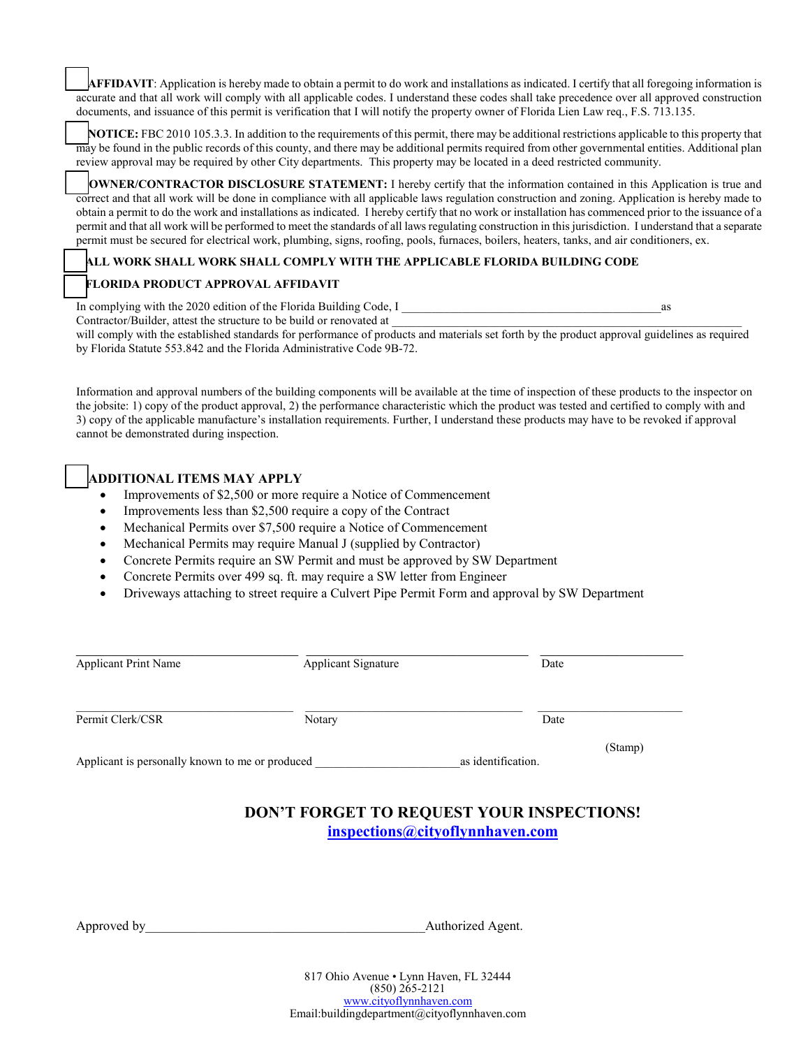☐ **AFFIDAVIT**: Application is hereby made to obtain a permit to do work and installations as indicated. I certify that all foregoing information is accurate and that all work will comply with all applicable codes. I understand these codes shall take precedence over all approved construction documents, and issuance of this permit is verification that I will notify the property owner of Florida Lien Law req., F.S. 713.135.

☐ **NOTICE:** FBC 2010 105.3.3. In addition to the requirements of this permit, there may be additional restrictions applicable to this property that may be found in the public records of this county, and there may be additional permits required from other governmental entities. Additional plan review approval may be required by other City departments. This property may be located in a deed restricted community.

☐ **OWNER/CONTRACTOR DISCLOSURE STATEMENT:** I hereby certify that the information contained in this Application is true and correct and that all work will be done in compliance with all applicable laws regulation construction and zoning. Application is hereby made to obtain a permit to do the work and installations as indicated. I hereby certify that no work or installation has commenced prior to the issuance of a permit and that all work will be performed to meet the standards of all laws regulating construction in this jurisdiction. I understand that a separate permit must be secured for electrical work, plumbing, signs, roofing, pools, furnaces, boilers, heaters, tanks, and air conditioners, ex.

☐ **ALL WORK SHALL WORK SHALL COMPLY WITH THE APPLICABLE FLORIDA BUILDING CODE**

☐ **FLORIDA PRODUCT APPROVAL AFFIDAVIT**

In complying with the 2020 edition of the Florida Building Code, I ____________________________________________ as Contractor/Builder, attest the structure to be build or renovated at ____________________________________________________________ will comply with the established standards for performance of products and materials set forth by the product approval guidelines as required by Florida Statute 553.842 and the Florida Administrative Code 9B-72.

Information and approval numbers of the building components will be available at the time of inspection of these products to the inspector on the jobsite: 1) copy of the product approval, 2) the performance characteristic which the product was tested and certified to comply with and 3) copy of the applicable manufacture's installation requirements. Further, I understand these products may have to be revoked if approval cannot be demonstrated during inspection.

☐ **ADDITIONAL ITEMS MAY APPLY**

- Improvements of $2,500 or more require a Notice of Commencement
- Improvements less than $2,500 require a copy of the Contract
- Mechanical Permits over $7,500 require a Notice of Commencement
- Mechanical Permits may require Manual J (supplied by Contractor)
- Concrete Permits require an SW Permit and must be approved by SW Department
- Concrete Permits over 499 sq. ft. may require a SW letter from Engineer
- Driveways attaching to street require a Culvert Pipe Permit Form and approval by SW Department

______________________ ______________________ ______________________
Applicant Print Name Applicant Signature Date

______________________ ______________________ ______________________
Permit Clerk/CSR Notary Date

(Stamp)

Applicant is personally known to me or produced ________________________ as identification.

## DON'T FORGET TO REQUEST YOUR INSPECTIONS!

**inspections@cityoflynnhaven.com**

Approved by__________________________________________Authorized Agent.

817 Ohio Avenue • Lynn Haven, FL 32444
(850) 265-2121
www.cityoflynnhaven.com
Email:buildingdepartment@cityoflynnhaven.com